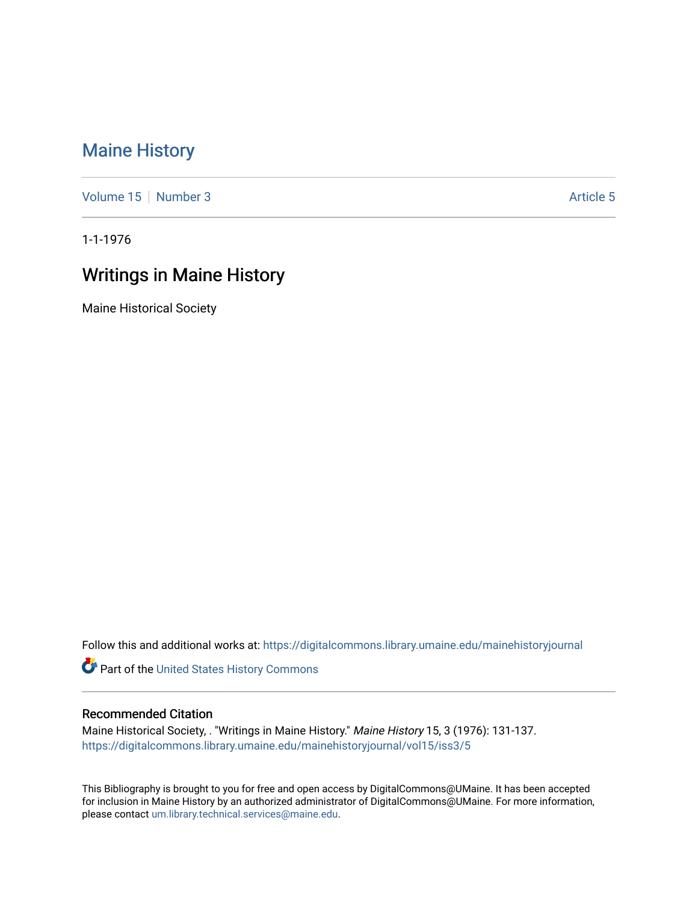# Maine History

Volume 15 | Number 3 | Article 5

1-1-1976

## Writings in Maine History

Maine Historical Society

Follow this and additional works at: https://digitalcommons.library.umaine.edu/mainehistoryjournal

Part of the United States History Commons

### Recommended Citation

Maine Historical Society, . "Writings in Maine History." *Maine History* 15, 3 (1976): 131-137. https://digitalcommons.library.umaine.edu/mainehistoryjournal/vol15/iss3/5

This Bibliography is brought to you for free and open access by DigitalCommons@UMaine. It has been accepted for inclusion in Maine History by an authorized administrator of DigitalCommons@UMaine. For more information, please contact um.library.technical.services@maine.edu.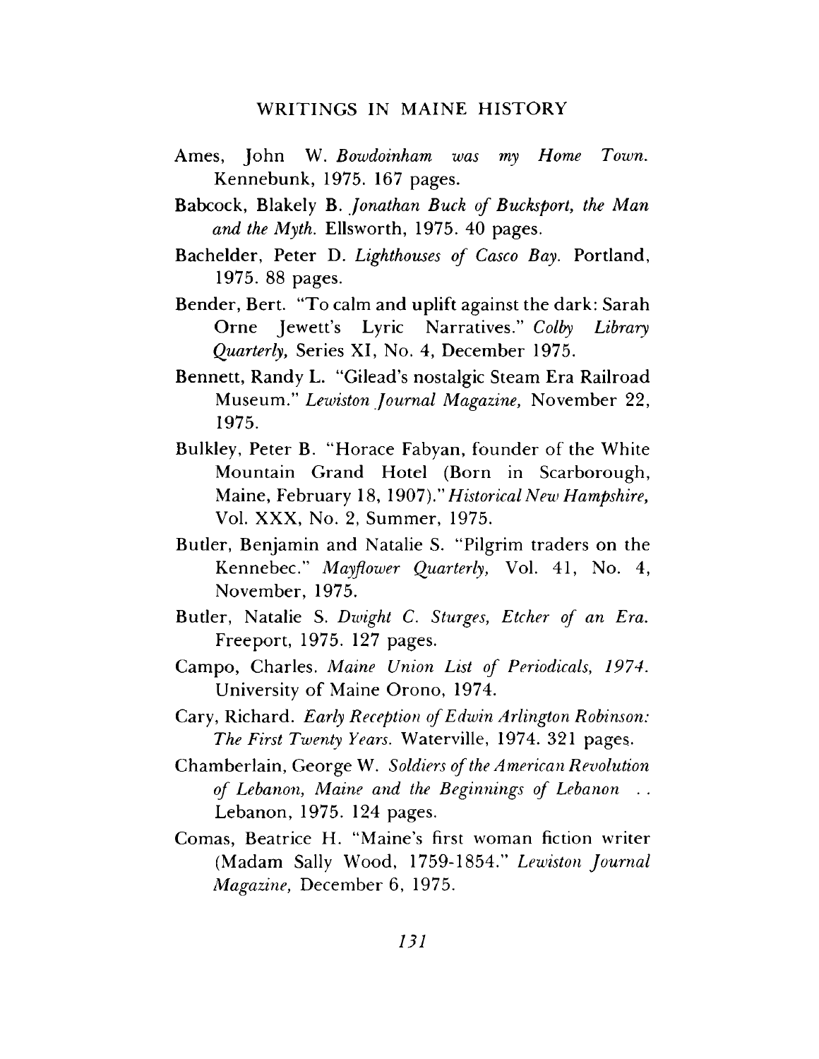Ames, John W. *Bowdoinham was my Home Town.* Kennebunk, 1975. 167 pages.

Babcock, Blakely B. *Jonathan Buck of Bucksport, the Man and the Myth.* Ellsworth, 1975. 40 pages.

Bachelder, Peter D. *Lighthouses of Casco Bay.* Portland, 1975. 88 pages.

Bender, Bert. "To calm and uplift against the dark: Sarah Orne Jewett's Lyric Narratives." *Colby Library Quarterly,* Series XI, No. 4, December 1975.

Bennett, Randy L. "Gilead's nostalgic Steam Era Railroad Museum." *Lewiston Journal Magazine,* November 22, 1975.

Bulkley, Peter B. "Horace Fabyan, founder of the White Mountain Grand Hotel (Born in Scarborough, Maine, February 18, 1907)." *Historical New Hampshire,* Vol. XXX, No. 2, Summer, 1975.

Butler, Benjamin and Natalie S. "Pilgrim traders on the Kennebec." *Mayflower Quarterly,* Vol. 41, No. 4, November, 1975.

Butler, Natalie S. *Dwight C. Sturges, Etcher of an Era.* Freeport, 1975. 127 pages.

Campo, Charles. *Maine Union List of Periodicals, 1974.* University of Maine Orono, 1974.

Cary, Richard. *Early Reception of Edwin Arlington Robinson: The First Twenty Years.* Waterville, 1974. 321 pages.

Chamberlain, George W. *Soldiers of the American Revolution of Lebanon, Maine and the Beginnings of Lebanon . .* Lebanon, 1975. 124 pages.

Comas, Beatrice H. "Maine's first woman fiction writer (Madam Sally Wood, 1759-1854." *Lewiston Journal Magazine,* December 6, 1975.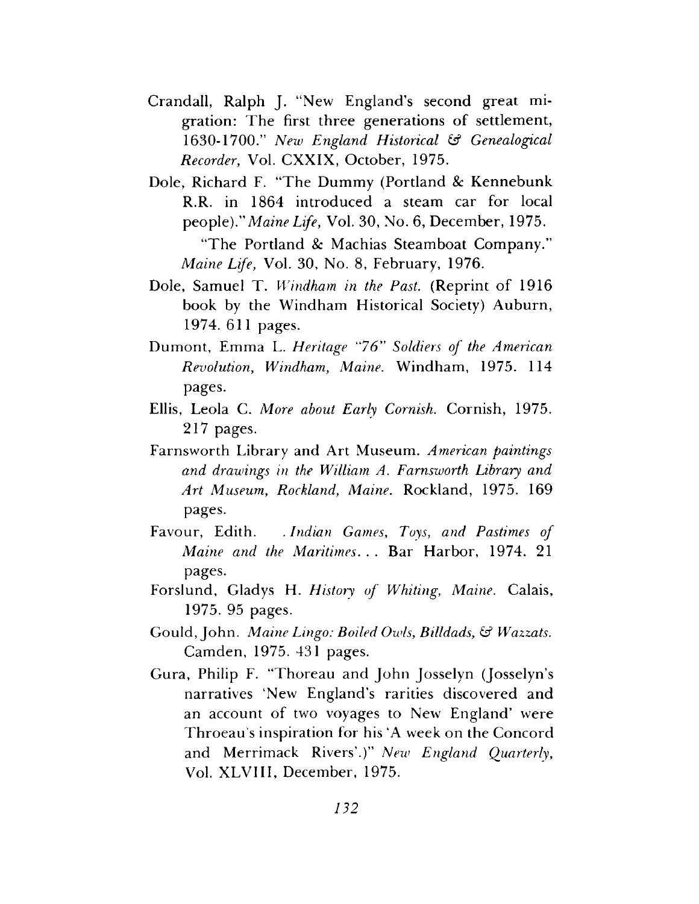Crandall, Ralph J. "New England's second great migration: The first three generations of settlement, 1630-1700." *New England Historical & Genealogical Recorder,* Vol. CXXIX, October, 1975.

Dole, Richard F. "The Dummy (Portland & Kennebunk R.R. in 1864 introduced a steam car for local people)." *Maine Life,* Vol. 30, No. 6, December, 1975.

"The Portland & Machias Steamboat Company." *Maine Life,* Vol. 30, No. 8, February, 1976.

Dole, Samuel T. *Windham in the Past.* (Reprint of 1916 book by the Windham Historical Society) Auburn, 1974. 611 pages.

Dumont, Emma L. *Heritage "76" Soldiers of the American Revolution, Windham, Maine.* Windham, 1975. 114 pages.

Ellis, Leola C. *More about Early Cornish.* Cornish, 1975. 217 pages.

Farnsworth Library and Art Museum. *American paintings and drawings in the William A. Farnsworth Library and Art Museum, Rockland, Maine.* Rockland, 1975. 169 pages.

Favour, Edith. *. Indian Games, Toys, and Pastimes of Maine and the Maritimes. . .* Bar Harbor, 1974. 21 pages.

Forslund, Gladys H. *History of Whiting, Maine.* Calais, 1975. 95 pages.

Gould, John. *Maine Lingo: Boiled Owls, Billdads, & Wazzats.* Camden, 1975. 431 pages.

Gura, Philip F. "Thoreau and John Josselyn (Josselyn's narratives 'New England's rarities discovered and an account of two voyages to New England' were Throeau's inspiration for his 'A week on the Concord and Merrimack Rivers'.)" *New England Quarterly,* Vol. XLVIII, December, 1975.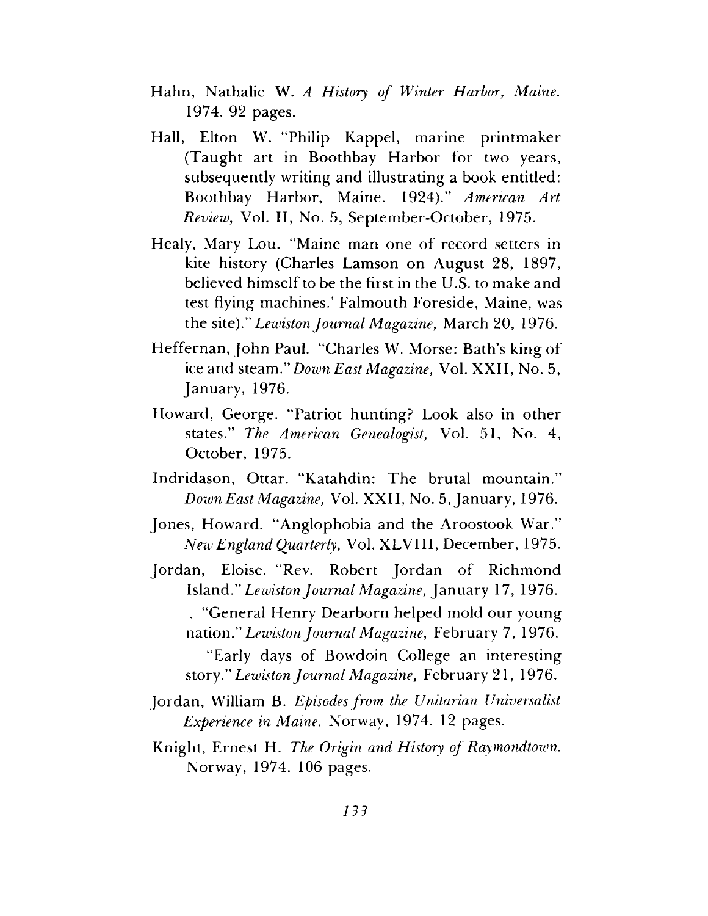Hahn, Nathalie W. *A History of Winter Harbor, Maine.* 1974. 92 pages.

Hall, Elton W. "Philip Kappel, marine printmaker (Taught art in Boothbay Harbor for two years, subsequently writing and illustrating a book entitled: Boothbay Harbor, Maine. 1924)." *American Art Review,* Vol. II, No. 5, September-October, 1975.

Healy, Mary Lou. "Maine man one of record setters in kite history (Charles Lamson on August 28, 1897, believed himself to be the first in the U.S. to make and test flying machines.' Falmouth Foreside, Maine, was the site)." *Lewiston Journal Magazine,* March 20, 1976.

Heffernan, John Paul. "Charles W. Morse: Bath's king of ice and steam." *Down East Magazine,* Vol. XXII, No. 5, January, 1976.

Howard, George. "Patriot hunting? Look also in other states." *The American Genealogist,* Vol. 51, No. 4, October, 1975.

Indridason, Ottar. "Katahdin: The brutal mountain." *Down East Magazine,* Vol. XXII, No. 5, January, 1976.

Jones, Howard. "Anglophobia and the Aroostook War." *New England Quarterly,* Vol. XLVIII, December, 1975.

Jordan, Eloise. "Rev. Robert Jordan of Richmond Island." *Lewiston Journal Magazine,* January 17, 1976.

. "General Henry Dearborn helped mold our young nation." *Lewiston Journal Magazine,* February 7, 1976.

"Early days of Bowdoin College an interesting story." *Lewiston Journal Magazine,* February 21, 1976.

Jordan, William B. *Episodes from the Unitarian Universalist Experience in Maine.* Norway, 1974. 12 pages.

Knight, Ernest H. *The Origin and History of Raymondtown.* Norway, 1974. 106 pages.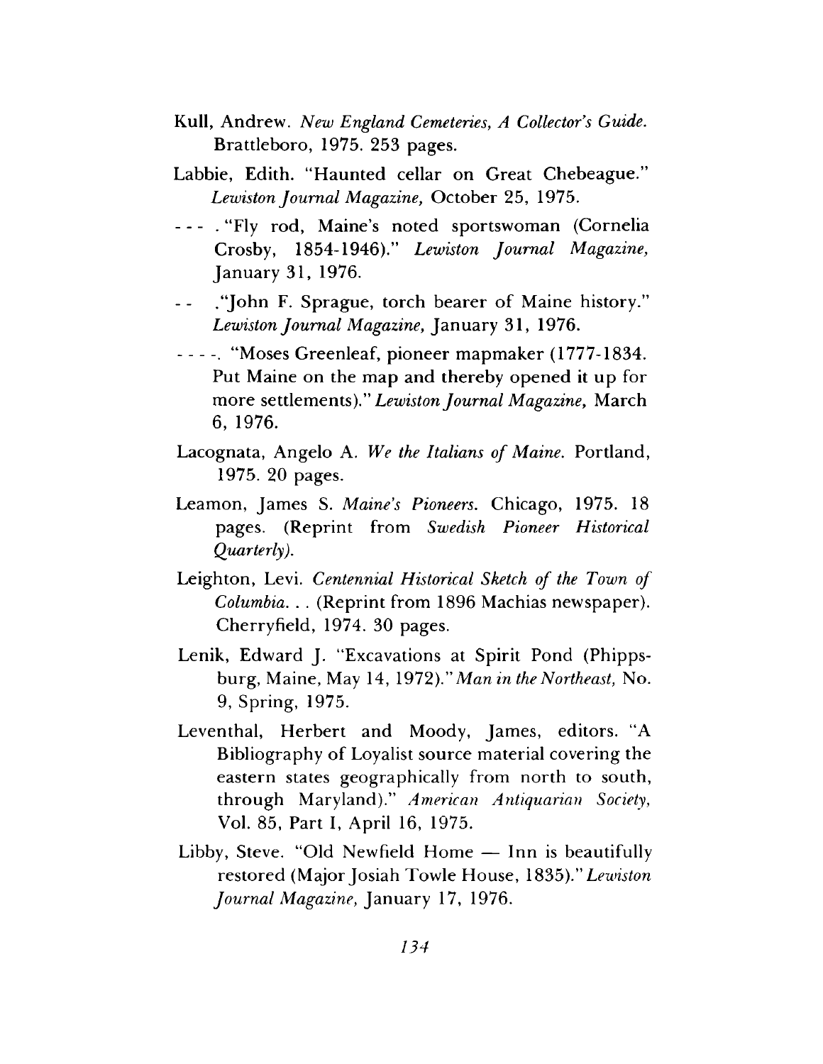Kull, Andrew. *New England Cemeteries, A Collector's Guide.* Brattleboro, 1975. 253 pages.

Labbie, Edith. "Haunted cellar on Great Chebeague." *Lewiston Journal Magazine,* October 25, 1975.

--- . "Fly rod, Maine's noted sportswoman (Cornelia Crosby, 1854-1946)." *Lewiston Journal Magazine,* January 31, 1976.

-- ."John F. Sprague, torch bearer of Maine history." *Lewiston Journal Magazine,* January 31, 1976.

----. "Moses Greenleaf, pioneer mapmaker (1777-1834. Put Maine on the map and thereby opened it up for more settlements)." *Lewiston Journal Magazine,* March 6, 1976.

Lacognata, Angelo A. *We the Italians of Maine.* Portland, 1975. 20 pages.

Leamon, James S. *Maine's Pioneers.* Chicago, 1975. 18 pages. (Reprint from *Swedish Pioneer Historical Quarterly).*

Leighton, Levi. *Centennial Historical Sketch of the Town of Columbia. . .* (Reprint from 1896 Machias newspaper). Cherryfield, 1974. 30 pages.

Lenik, Edward J. "Excavations at Spirit Pond (Phippsburg, Maine, May 14, 1972)." *Man in the Northeast,* No. 9, Spring, 1975.

Leventhal, Herbert and Moody, James, editors. "A Bibliography of Loyalist source material covering the eastern states geographically from north to south, through Maryland)." *American Antiquarian Society,* Vol. 85, Part I, April 16, 1975.

Libby, Steve. "Old Newfield Home — Inn is beautifully restored (Major Josiah Towle House, 1835)." *Lewiston Journal Magazine,* January 17, 1976.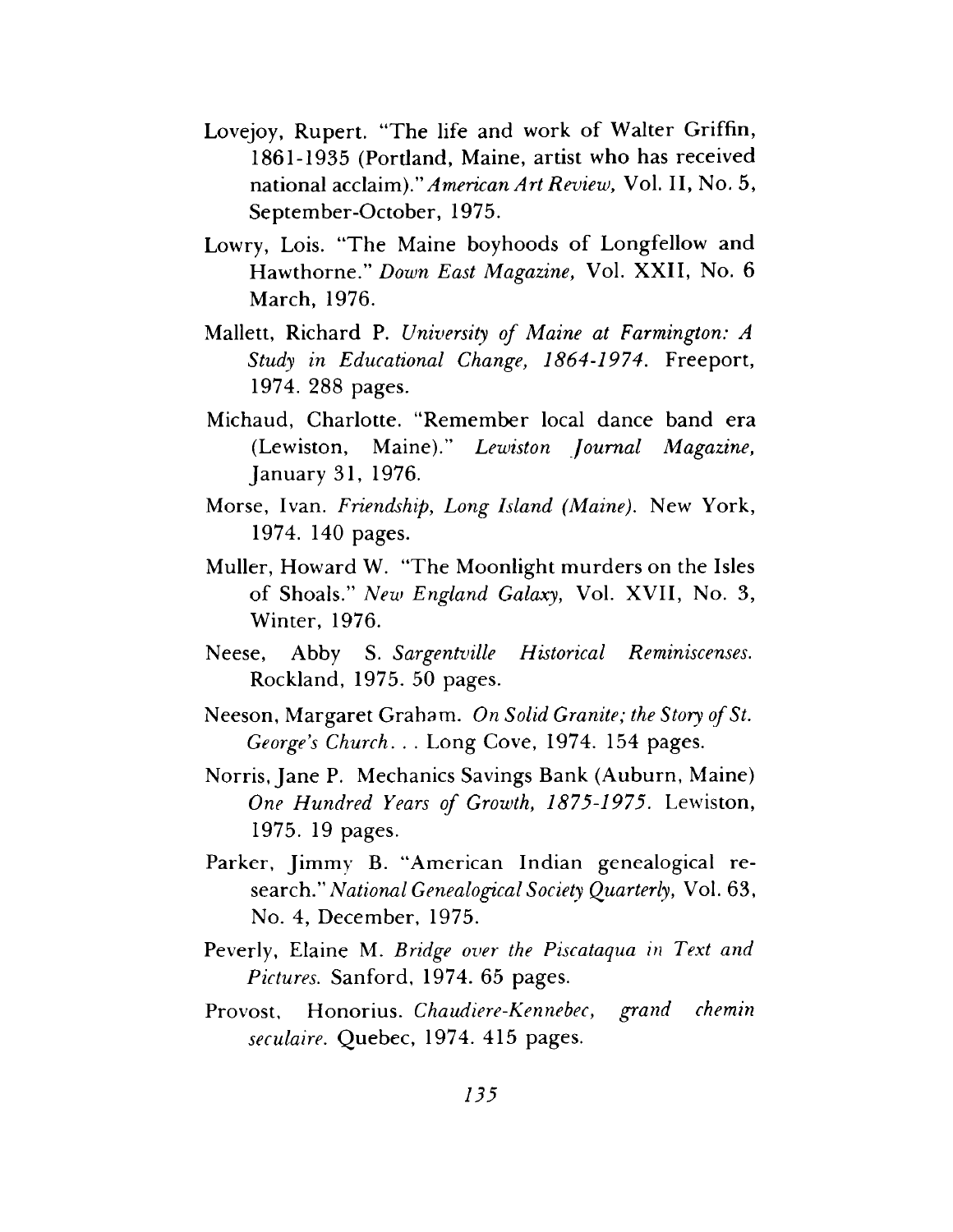Lovejoy, Rupert. "The life and work of Walter Griffin, 1861-1935 (Portland, Maine, artist who has received national acclaim)." *American Art Review,* Vol. II, No. 5, September-October, 1975.

Lowry, Lois. "The Maine boyhoods of Longfellow and Hawthorne." *Down East Magazine,* Vol. XXII, No. 6 March, 1976.

Mallett, Richard P. *University of Maine at Farmington: A Study in Educational Change, 1864-1974.* Freeport, 1974. 288 pages.

Michaud, Charlotte. "Remember local dance band era (Lewiston, Maine)." *Lewiston Journal Magazine,* January 31, 1976.

Morse, Ivan. *Friendship, Long Island (Maine).* New York, 1974. 140 pages.

Muller, Howard W. "The Moonlight murders on the Isles of Shoals." *New England Galaxy,* Vol. XVII, No. 3, Winter, 1976.

Neese, Abby S. *Sargentville Historical Reminiscenses.* Rockland, 1975. 50 pages.

Neeson, Margaret Graham. *On Solid Granite; the Story of St. George's Church. . .* Long Cove, 1974. 154 pages.

Norris, Jane P. Mechanics Savings Bank (Auburn, Maine) *One Hundred Years of Growth, 1875-1975.* Lewiston, 1975. 19 pages.

Parker, Jimmy B. "American Indian genealogical research." *National Genealogical Society Quarterly,* Vol. 63, No. 4, December, 1975.

Peverly, Elaine M. *Bridge over the Piscataqua in Text and Pictures.* Sanford, 1974. 65 pages.

Provost, Honorius. *Chaudiere-Kennebec, grand chemin seculaire.* Quebec, 1974. 415 pages.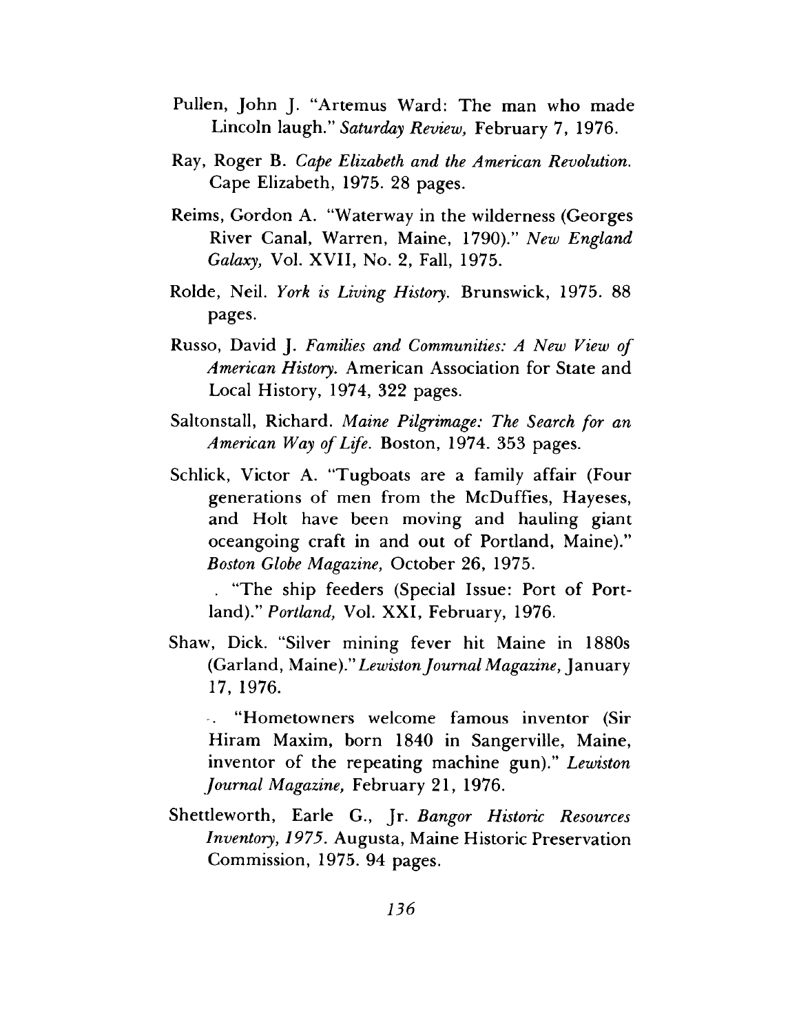Pullen, John J. "Artemus Ward: The man who made Lincoln laugh." *Saturday Review,* February 7, 1976.

Ray, Roger B. *Cape Elizabeth and the American Revolution.* Cape Elizabeth, 1975. 28 pages.

Reims, Gordon A. "Waterway in the wilderness (Georges River Canal, Warren, Maine, 1790)." *New England Galaxy,* Vol. XVII, No. 2, Fall, 1975.

Rolde, Neil. *York is Living History.* Brunswick, 1975. 88 pages.

Russo, David J. *Families and Communities: A New View of American History.* American Association for State and Local History, 1974, 322 pages.

Saltonstall, Richard. *Maine Pilgrimage: The Search for an American Way of Life.* Boston, 1974. 353 pages.

Schlick, Victor A. "Tugboats are a family affair (Four generations of men from the McDuffies, Hayeses, and Holt have been moving and hauling giant oceangoing craft in and out of Portland, Maine)." *Boston Globe Magazine,* October 26, 1975.

. "The ship feeders (Special Issue: Port of Portland)." *Portland,* Vol. XXI, February, 1976.

Shaw, Dick. "Silver mining fever hit Maine in 1880s (Garland, Maine)." *Lewiston Journal Magazine,* January 17, 1976.

. "Hometowners welcome famous inventor (Sir Hiram Maxim, born 1840 in Sangerville, Maine, inventor of the repeating machine gun)." *Lewiston Journal Magazine,* February 21, 1976.

Shettleworth, Earle G., Jr. *Bangor Historic Resources Inventory, 1975.* Augusta, Maine Historic Preservation Commission, 1975. 94 pages.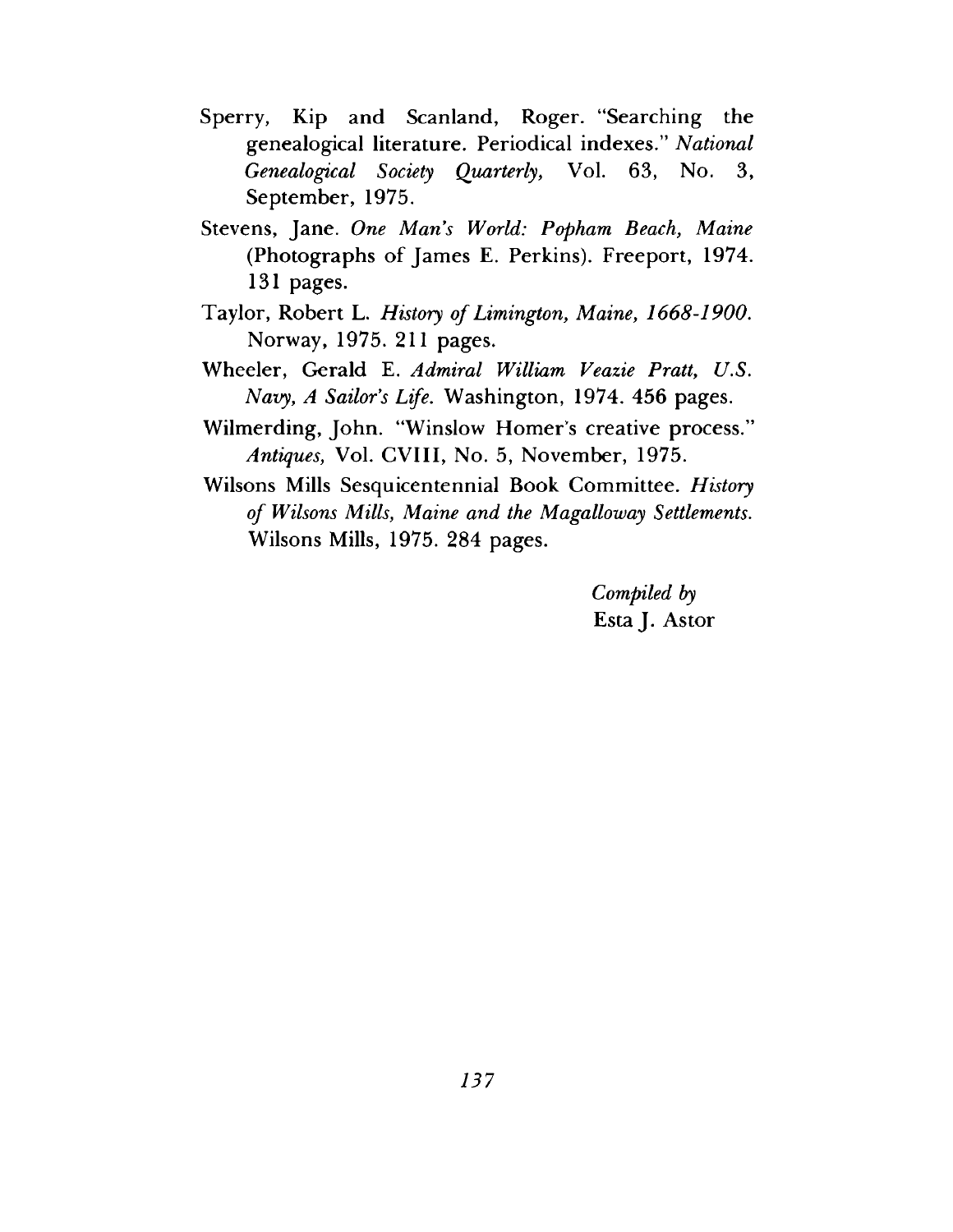Sperry, Kip and Scanland, Roger. "Searching the genealogical literature. Periodical indexes." *National Genealogical Society Quarterly,* Vol. 63, No. 3, September, 1975.

Stevens, Jane. *One Man's World: Popham Beach, Maine* (Photographs of James E. Perkins). Freeport, 1974. 131 pages.

Taylor, Robert L. *History of Limington, Maine, 1668-1900.* Norway, 1975. 211 pages.

Wheeler, Gerald E. *Admiral William Veazie Pratt, U.S. Navy, A Sailor's Life.* Washington, 1974. 456 pages.

Wilmerding, John. "Winslow Homer's creative process." *Antiques,* Vol. CVIII, No. 5, November, 1975.

Wilsons Mills Sesquicentennial Book Committee. *History of Wilsons Mills, Maine and the Magalloway Settlements.* Wilsons Mills, 1975. 284 pages.

*Compiled by*
Esta J. Astor